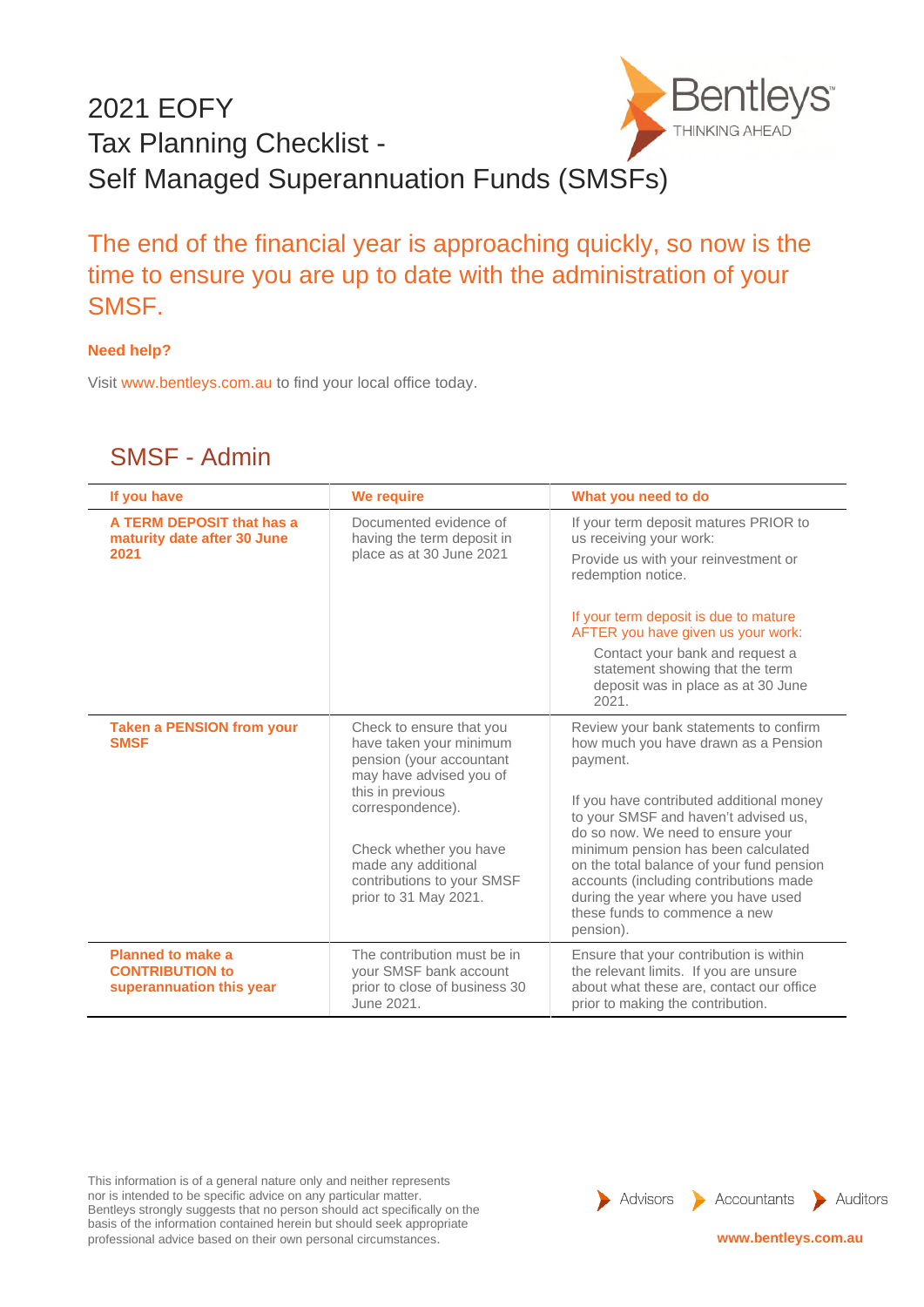# 2021 EOFY Tax Planning Checklist - Self Managed Superannuation Funds (SMSFs)

The end of the financial year is approaching quickly, so now is the time to ensure you are up to date with the administration of your SMSF.

**Need help?**

Visit www.bentleys.com.au to find your local office today.

## SMSF - Admin

| If you have | We require | What you need to do |
|---|---|---|
| **A TERM DEPOSIT that has a maturity date after 30 June 2021** | Documented evidence of having the term deposit in place as at 30 June 2021 | If your term deposit matures PRIOR to us receiving your work:<br>Provide us with your reinvestment or redemption notice.<br><br>If your term deposit is due to mature AFTER you have given us your work:<br>Contact your bank and request a statement showing that the term deposit was in place as at 30 June 2021. |
| **Taken a PENSION from your SMSF** | Check to ensure that you have taken your minimum pension (your accountant may have advised you of this in previous correspondence).<br><br>Check whether you have made any additional contributions to your SMSF prior to 31 May 2021. | Review your bank statements to confirm how much you have drawn as a Pension payment.<br><br>If you have contributed additional money to your SMSF and haven't advised us, do so now. We need to ensure your minimum pension has been calculated on the total balance of your fund pension accounts (including contributions made during the year where you have used these funds to commence a new pension). |
| **Planned to make a CONTRIBUTION to superannuation this year** | The contribution must be in your SMSF bank account prior to close of business 30 June 2021. | Ensure that your contribution is within the relevant limits. If you are unsure about what these are, contact our office prior to making the contribution. |

This information is of a general nature only and neither represents nor is intended to be specific advice on any particular matter. Bentleys strongly suggests that no person should act specifically on the basis of the information contained herein but should seek appropriate professional advice based on their own personal circumstances.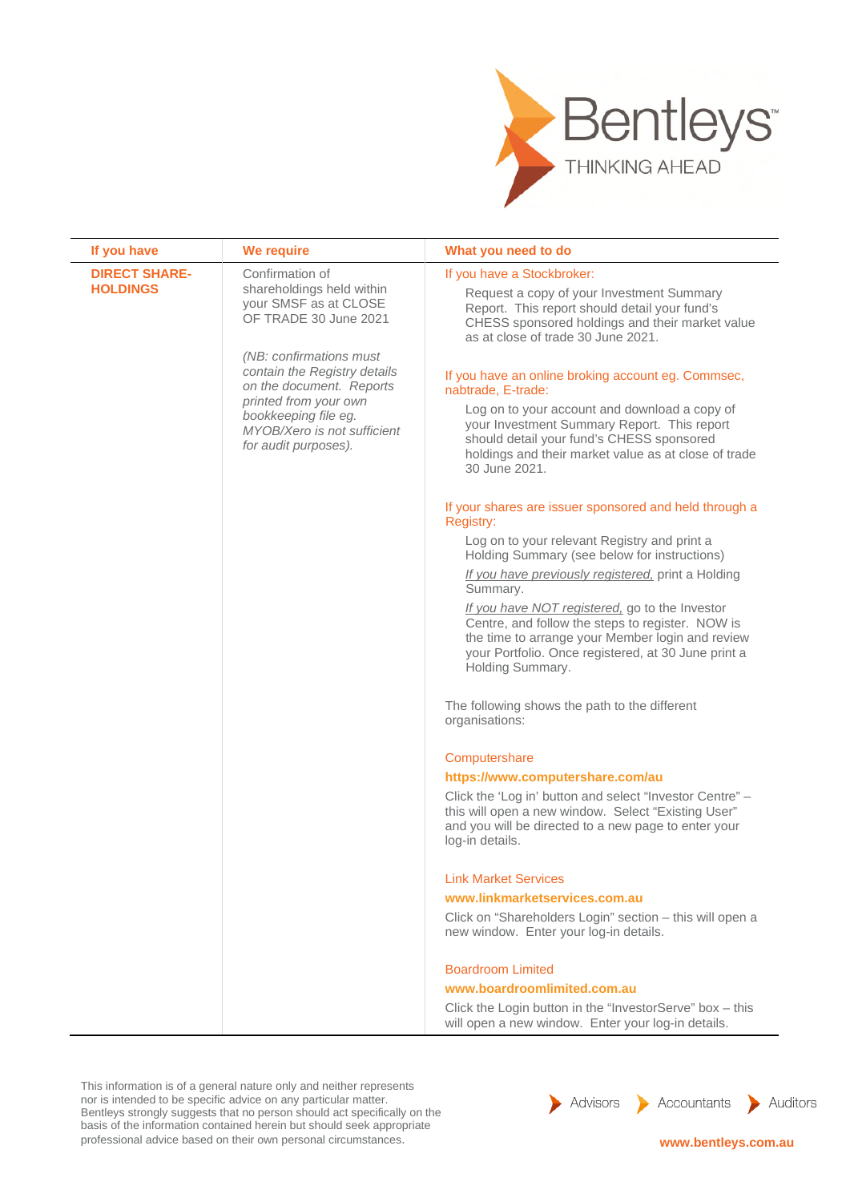| If you have | We require | What you need to do |
|---|---|---|
| **DIRECT SHARE-HOLDINGS** | Confirmation of shareholdings held within your SMSF as at CLOSE OF TRADE 30 June 2021<br><br>*(NB: confirmations must contain the Registry details on the document. Reports printed from your own bookkeeping file eg. MYOB/Xero is not sufficient for audit purposes).* | If you have a Stockbroker:<br>Request a copy of your Investment Summary Report. This report should detail your fund's CHESS sponsored holdings and their market value as at close of trade 30 June 2021.<br><br>If you have an online broking account eg. Commsec, nabtrade, E-trade:<br>Log on to your account and download a copy of your Investment Summary Report. This report should detail your fund's CHESS sponsored holdings and their market value as at close of trade 30 June 2021.<br><br>If your shares are issuer sponsored and held through a Registry:<br>Log on to your relevant Registry and print a Holding Summary (see below for instructions)<br>*If you have previously registered,* print a Holding Summary.<br>*If you have NOT registered,* go to the Investor Centre, and follow the steps to register. NOW is the time to arrange your Member login and review your Portfolio. Once registered, at 30 June print a Holding Summary.<br><br>The following shows the path to the different organisations:<br><br>Computershare<br>**https://www.computershare.com/au**<br>Click the 'Log in' button and select "Investor Centre" – this will open a new window. Select "Existing User" and you will be directed to a new page to enter your log-in details.<br><br>Link Market Services<br>**www.linkmarketservices.com.au**<br>Click on "Shareholders Login" section – this will open a new window. Enter your log-in details.<br><br>Boardroom Limited<br>**www.boardroomlimited.com.au**<br>Click the Login button in the "InvestorServe" box – this will open a new window. Enter your log-in details. |

This information is of a general nature only and neither represents nor is intended to be specific advice on any particular matter. Bentleys strongly suggests that no person should act specifically on the basis of the information contained herein but should seek appropriate professional advice based on their own personal circumstances.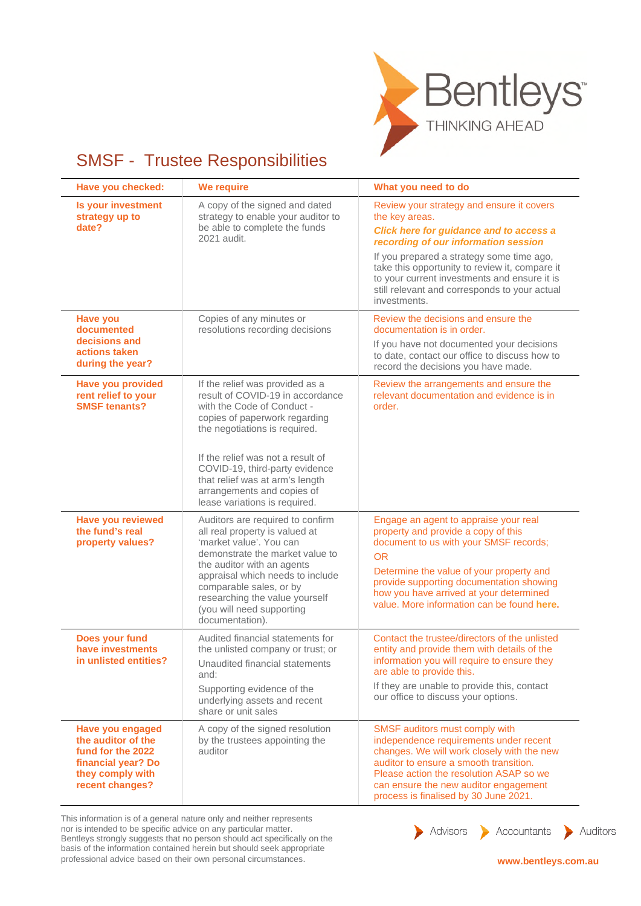# SMSF - Trustee Responsibilities

| Have you checked: | We require | What you need to do |
|---|---|---|
| **Is your investment strategy up to date?** | A copy of the signed and dated strategy to enable your auditor to be able to complete the funds 2021 audit. | Review your strategy and ensure it covers the key areas.<br>***Click here for guidance and to access a recording of our information session***<br>If you prepared a strategy some time ago, take this opportunity to review it, compare it to your current investments and ensure it is still relevant and corresponds to your actual investments. |
| **Have you documented decisions and actions taken during the year?** | Copies of any minutes or resolutions recording decisions | Review the decisions and ensure the documentation is in order.<br>If you have not documented your decisions to date, contact our office to discuss how to record the decisions you have made. |
| **Have you provided rent relief to your SMSF tenants?** | If the relief was provided as a result of COVID-19 in accordance with the Code of Conduct - copies of paperwork regarding the negotiations is required.<br><br>If the relief was not a result of COVID-19, third-party evidence that relief was at arm's length arrangements and copies of lease variations is required. | Review the arrangements and ensure the relevant documentation and evidence is in order. |
| **Have you reviewed the fund's real property values?** | Auditors are required to confirm all real property is valued at 'market value'. You can demonstrate the market value to the auditor with an agents appraisal which needs to include comparable sales, or by researching the value yourself (you will need supporting documentation). | Engage an agent to appraise your real property and provide a copy of this document to us with your SMSF records;<br>OR<br>Determine the value of your property and provide supporting documentation showing how you have arrived at your determined value. More information can be found **here.** |
| **Does your fund have investments in unlisted entities?** | Audited financial statements for the unlisted company or trust; or<br>Unaudited financial statements and:<br>Supporting evidence of the underlying assets and recent share or unit sales | Contact the trustee/directors of the unlisted entity and provide them with details of the information you will require to ensure they are able to provide this.<br>If they are unable to provide this, contact our office to discuss your options. |
| **Have you engaged the auditor of the fund for the 2022 financial year? Do they comply with recent changes?** | A copy of the signed resolution by the trustees appointing the auditor | SMSF auditors must comply with independence requirements under recent changes. We will work closely with the new auditor to ensure a smooth transition. Please action the resolution ASAP so we can ensure the new auditor engagement process is finalised by 30 June 2021. |

This information is of a general nature only and neither represents nor is intended to be specific advice on any particular matter. Bentleys strongly suggests that no person should act specifically on the basis of the information contained herein but should seek appropriate professional advice based on their own personal circumstances.

Advisors Accountants Auditors

www.bentleys.com.au